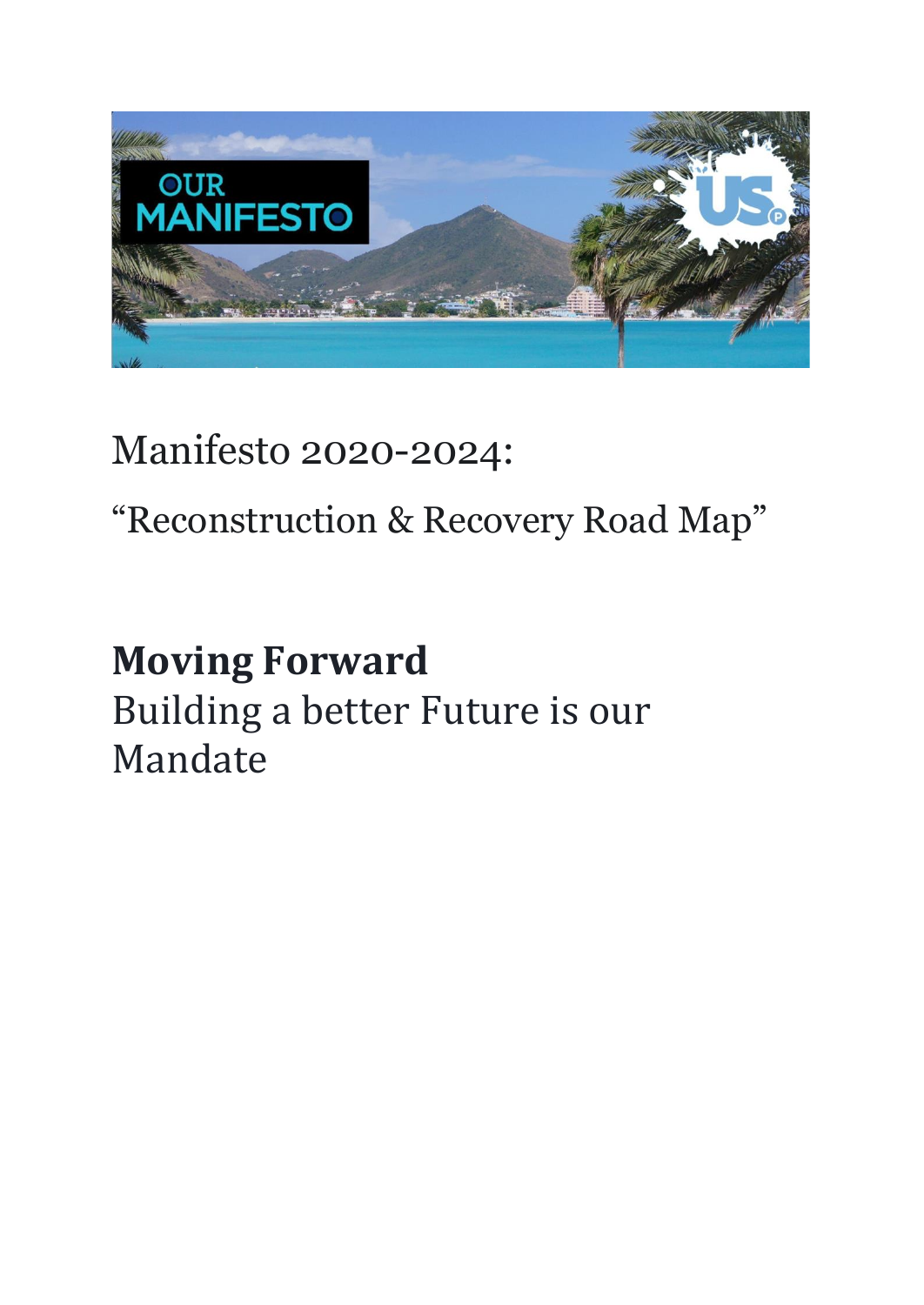Manifesto 2020-2024:

"Reconstruction & Recovery Road Map"

**Moving Forward**
Building a better Future is our Mandate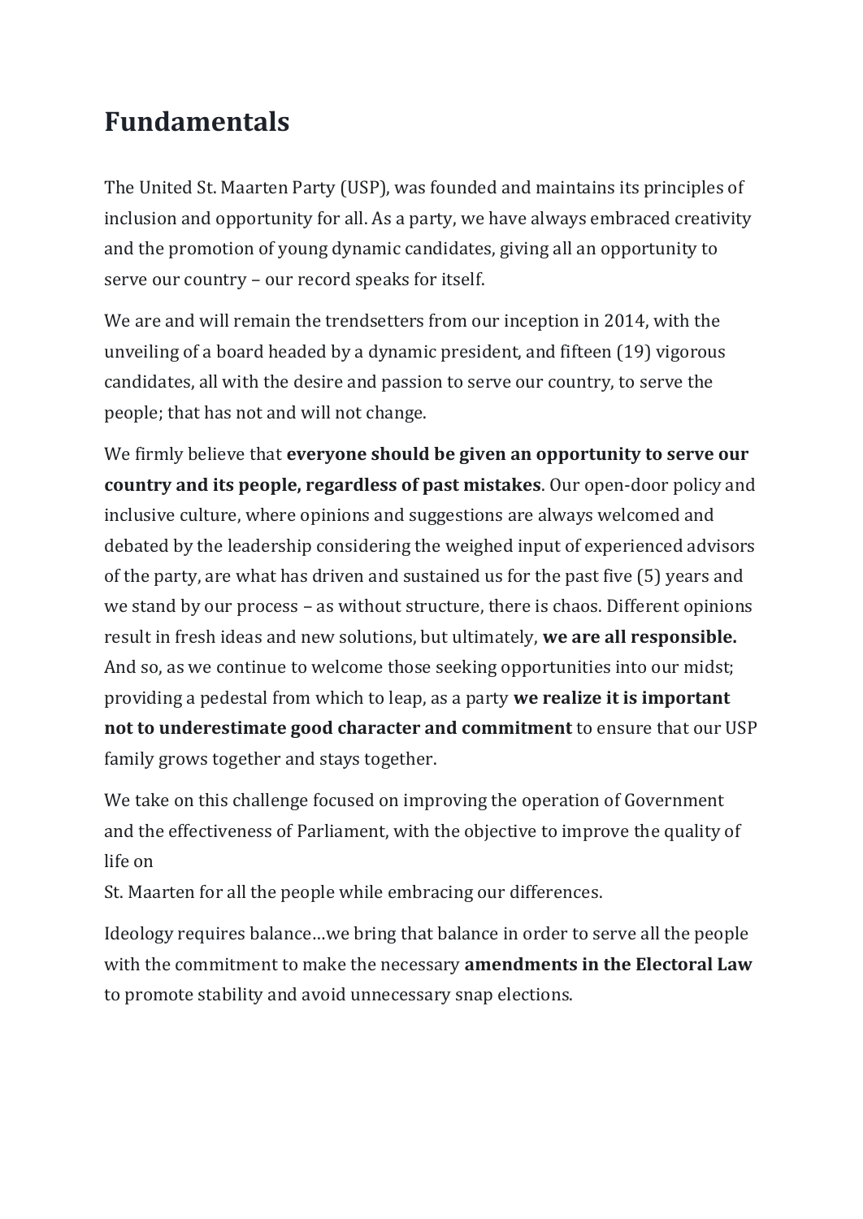# Fundamentals

The United St. Maarten Party (USP), was founded and maintains its principles of inclusion and opportunity for all. As a party, we have always embraced creativity and the promotion of young dynamic candidates, giving all an opportunity to serve our country – our record speaks for itself.

We are and will remain the trendsetters from our inception in 2014, with the unveiling of a board headed by a dynamic president, and fifteen (19) vigorous candidates, all with the desire and passion to serve our country, to serve the people; that has not and will not change.

We firmly believe that **everyone should be given an opportunity to serve our country and its people, regardless of past mistakes**. Our open-door policy and inclusive culture, where opinions and suggestions are always welcomed and debated by the leadership considering the weighed input of experienced advisors of the party, are what has driven and sustained us for the past five (5) years and we stand by our process – as without structure, there is chaos. Different opinions result in fresh ideas and new solutions, but ultimately, **we are all responsible.** And so, as we continue to welcome those seeking opportunities into our midst; providing a pedestal from which to leap, as a party **we realize it is important not to underestimate good character and commitment** to ensure that our USP family grows together and stays together.

We take on this challenge focused on improving the operation of Government and the effectiveness of Parliament, with the objective to improve the quality of life on
St. Maarten for all the people while embracing our differences.

Ideology requires balance…we bring that balance in order to serve all the people with the commitment to make the necessary **amendments in the Electoral Law** to promote stability and avoid unnecessary snap elections.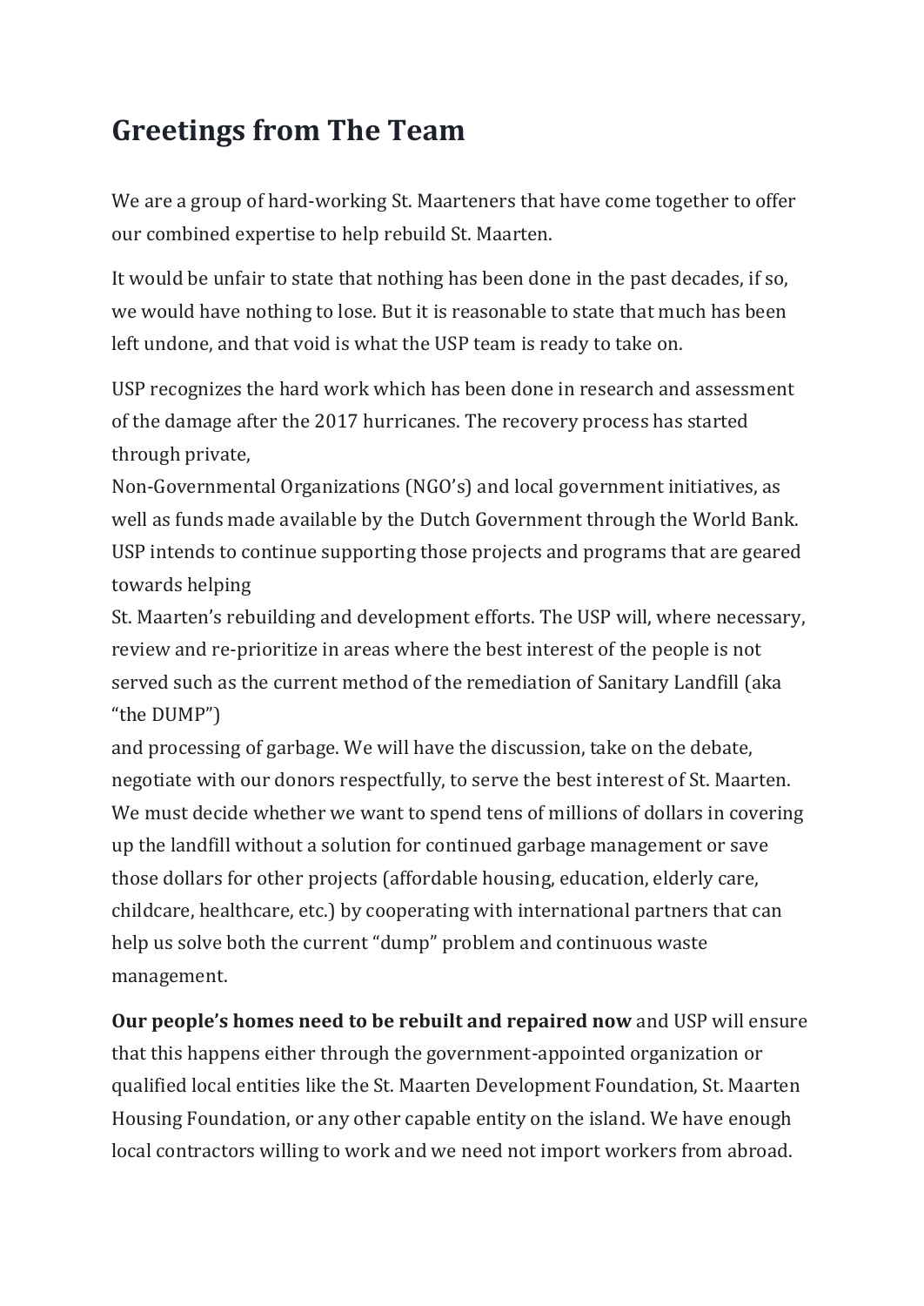# Greetings from The Team

We are a group of hard-working St. Maarteners that have come together to offer our combined expertise to help rebuild St. Maarten.

It would be unfair to state that nothing has been done in the past decades, if so, we would have nothing to lose. But it is reasonable to state that much has been left undone, and that void is what the USP team is ready to take on.

USP recognizes the hard work which has been done in research and assessment of the damage after the 2017 hurricanes. The recovery process has started through private, Non-Governmental Organizations (NGO's) and local government initiatives, as well as funds made available by the Dutch Government through the World Bank. USP intends to continue supporting those projects and programs that are geared towards helping St. Maarten's rebuilding and development efforts. The USP will, where necessary, review and re-prioritize in areas where the best interest of the people is not served such as the current method of the remediation of Sanitary Landfill (aka "the DUMP") and processing of garbage. We will have the discussion, take on the debate, negotiate with our donors respectfully, to serve the best interest of St. Maarten. We must decide whether we want to spend tens of millions of dollars in covering up the landfill without a solution for continued garbage management or save those dollars for other projects (affordable housing, education, elderly care, childcare, healthcare, etc.) by cooperating with international partners that can help us solve both the current "dump" problem and continuous waste management.

**Our people's homes need to be rebuilt and repaired now** and USP will ensure that this happens either through the government-appointed organization or qualified local entities like the St. Maarten Development Foundation, St. Maarten Housing Foundation, or any other capable entity on the island. We have enough local contractors willing to work and we need not import workers from abroad.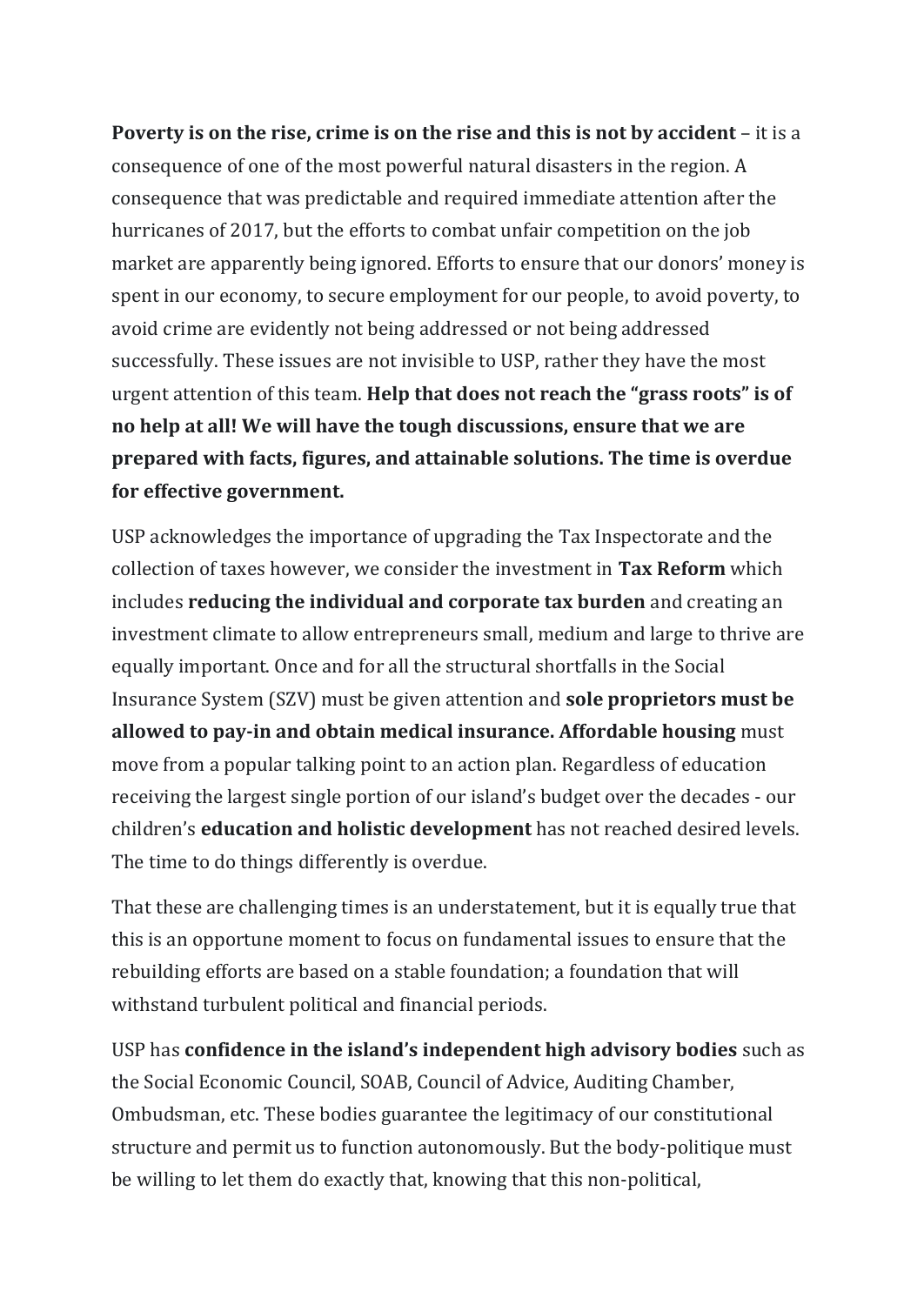**Poverty is on the rise, crime is on the rise and this is not by accident** – it is a consequence of one of the most powerful natural disasters in the region. A consequence that was predictable and required immediate attention after the hurricanes of 2017, but the efforts to combat unfair competition on the job market are apparently being ignored. Efforts to ensure that our donors' money is spent in our economy, to secure employment for our people, to avoid poverty, to avoid crime are evidently not being addressed or not being addressed successfully. These issues are not invisible to USP, rather they have the most urgent attention of this team. **Help that does not reach the "grass roots" is of no help at all! We will have the tough discussions, ensure that we are prepared with facts, figures, and attainable solutions. The time is overdue for effective government.**

USP acknowledges the importance of upgrading the Tax Inspectorate and the collection of taxes however, we consider the investment in **Tax Reform** which includes **reducing the individual and corporate tax burden** and creating an investment climate to allow entrepreneurs small, medium and large to thrive are equally important. Once and for all the structural shortfalls in the Social Insurance System (SZV) must be given attention and **sole proprietors must be allowed to pay-in and obtain medical insurance. Affordable housing** must move from a popular talking point to an action plan. Regardless of education receiving the largest single portion of our island's budget over the decades - our children's **education and holistic development** has not reached desired levels. The time to do things differently is overdue.

That these are challenging times is an understatement, but it is equally true that this is an opportune moment to focus on fundamental issues to ensure that the rebuilding efforts are based on a stable foundation; a foundation that will withstand turbulent political and financial periods.

USP has **confidence in the island's independent high advisory bodies** such as the Social Economic Council, SOAB, Council of Advice, Auditing Chamber, Ombudsman, etc. These bodies guarantee the legitimacy of our constitutional structure and permit us to function autonomously. But the body-politique must be willing to let them do exactly that, knowing that this non-political,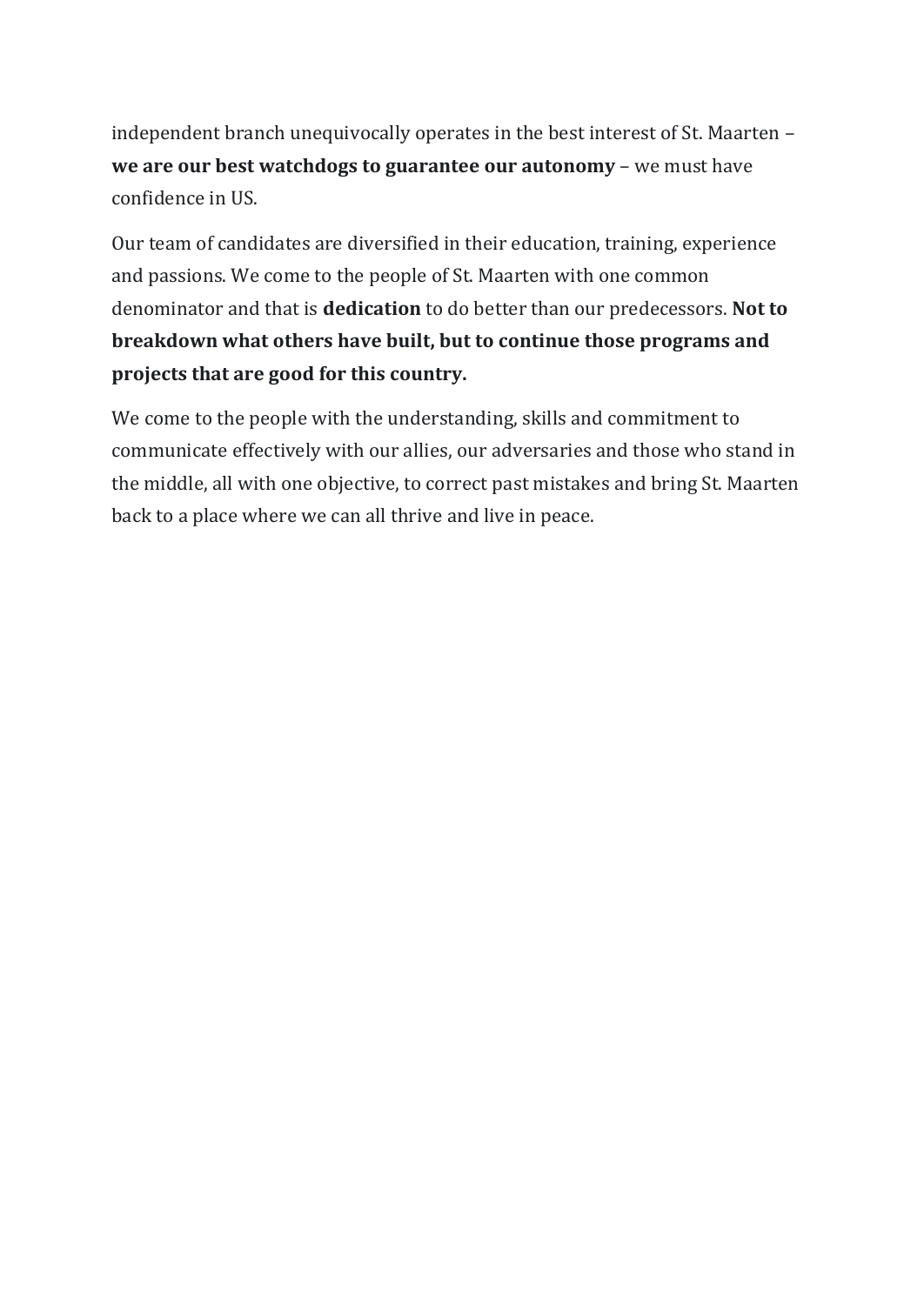independent branch unequivocally operates in the best interest of St. Maarten – **we are our best watchdogs to guarantee our autonomy** – we must have confidence in US.

Our team of candidates are diversified in their education, training, experience and passions. We come to the people of St. Maarten with one common denominator and that is **dedication** to do better than our predecessors. **Not to breakdown what others have built, but to continue those programs and projects that are good for this country.**

We come to the people with the understanding, skills and commitment to communicate effectively with our allies, our adversaries and those who stand in the middle, all with one objective, to correct past mistakes and bring St. Maarten back to a place where we can all thrive and live in peace.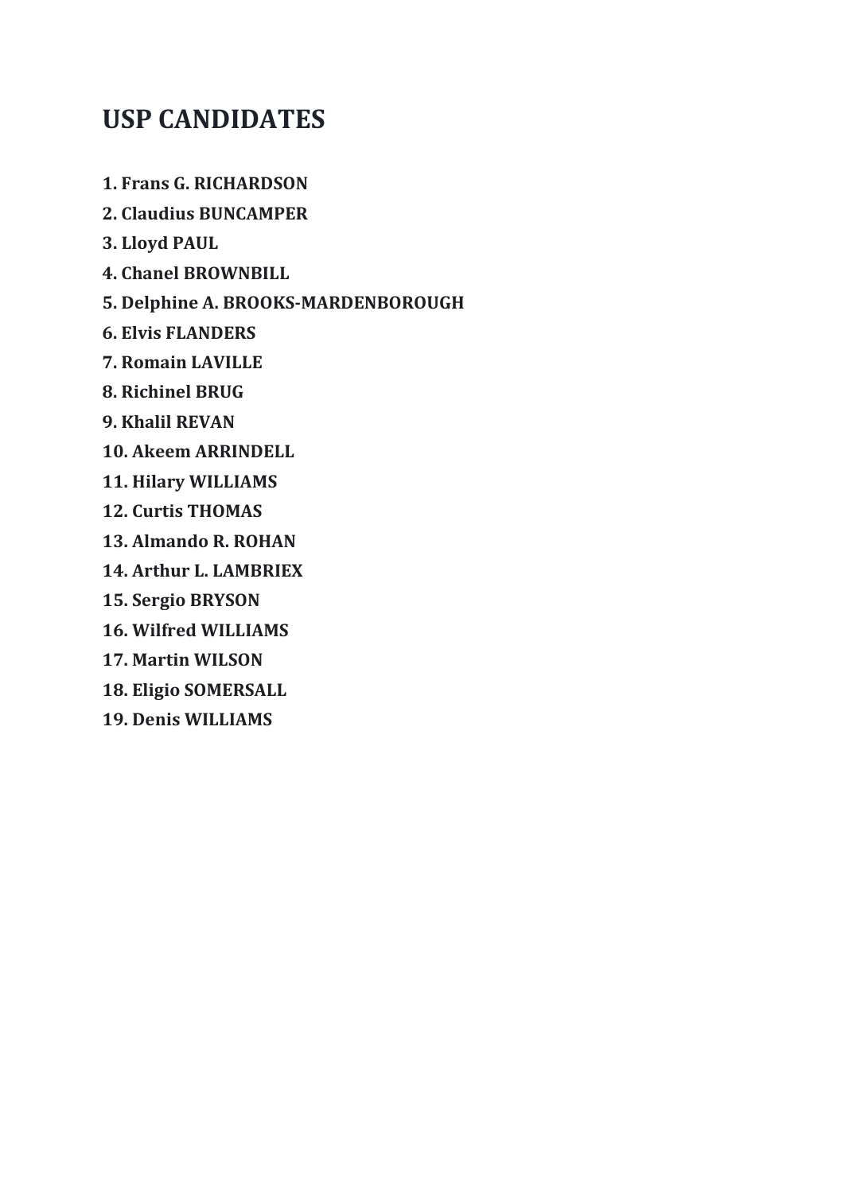# USP CANDIDATES

**1. Frans G. RICHARDSON**

**2. Claudius BUNCAMPER**

**3. Lloyd PAUL**

**4. Chanel BROWNBILL**

**5. Delphine A. BROOKS-MARDENBOROUGH**

**6. Elvis FLANDERS**

**7. Romain LAVILLE**

**8. Richinel BRUG**

**9. Khalil REVAN**

**10. Akeem ARRINDELL**

**11. Hilary WILLIAMS**

**12. Curtis THOMAS**

**13. Almando R. ROHAN**

**14. Arthur L. LAMBRIEX**

**15. Sergio BRYSON**

**16. Wilfred WILLIAMS**

**17. Martin WILSON**

**18. Eligio SOMERSALL**

**19. Denis WILLIAMS**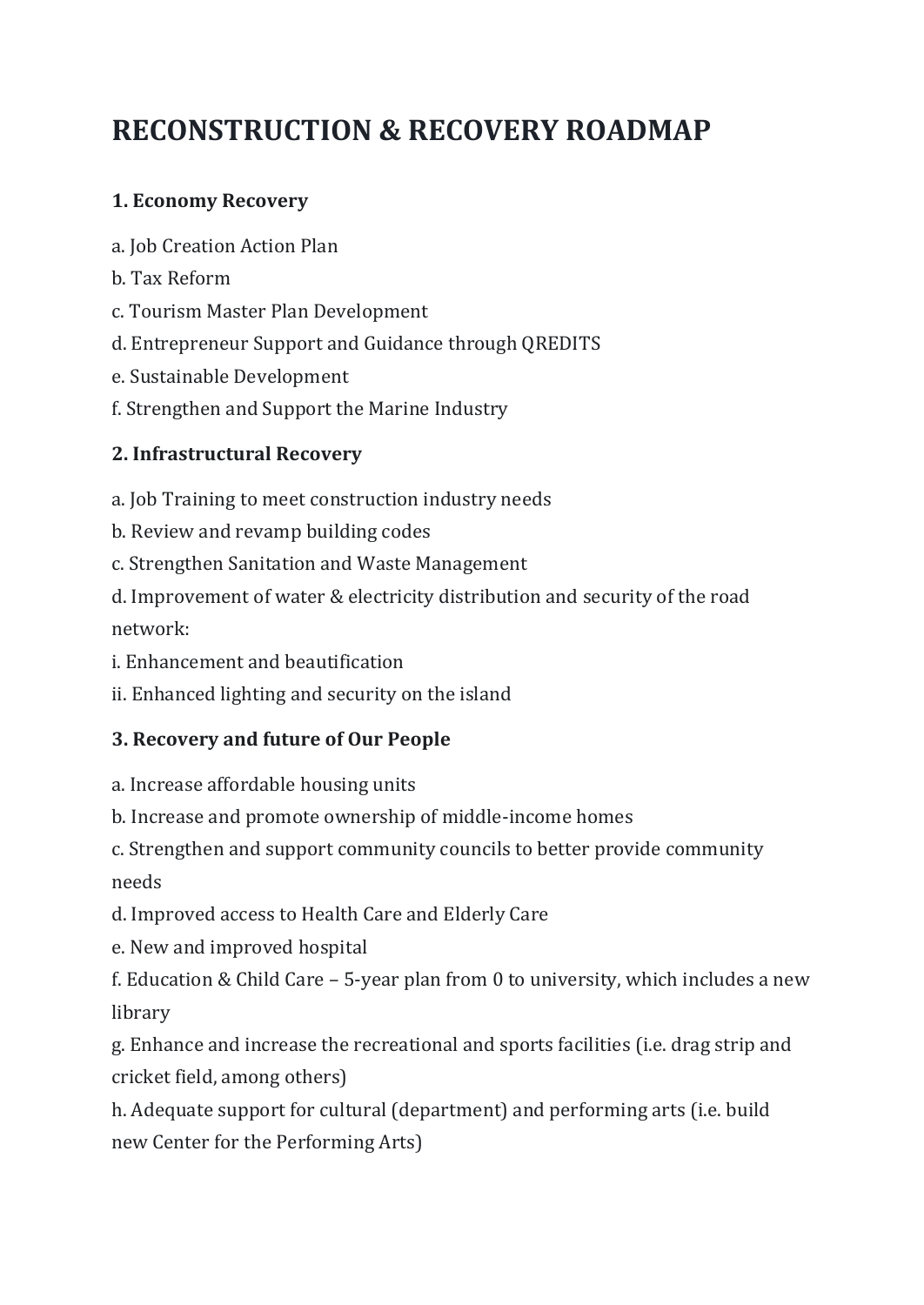# RECONSTRUCTION & RECOVERY ROADMAP

### 1. Economy Recovery

a. Job Creation Action Plan

b. Tax Reform

c. Tourism Master Plan Development

d. Entrepreneur Support and Guidance through QREDITS

e. Sustainable Development

f. Strengthen and Support the Marine Industry

### 2. Infrastructural Recovery

a. Job Training to meet construction industry needs

b. Review and revamp building codes

c. Strengthen Sanitation and Waste Management

d. Improvement of water & electricity distribution and security of the road network:

i. Enhancement and beautification

ii. Enhanced lighting and security on the island

### 3. Recovery and future of Our People

a. Increase affordable housing units

b. Increase and promote ownership of middle-income homes

c. Strengthen and support community councils to better provide community needs

d. Improved access to Health Care and Elderly Care

e. New and improved hospital

f. Education & Child Care – 5-year plan from 0 to university, which includes a new library

g. Enhance and increase the recreational and sports facilities (i.e. drag strip and cricket field, among others)

h. Adequate support for cultural (department) and performing arts (i.e. build new Center for the Performing Arts)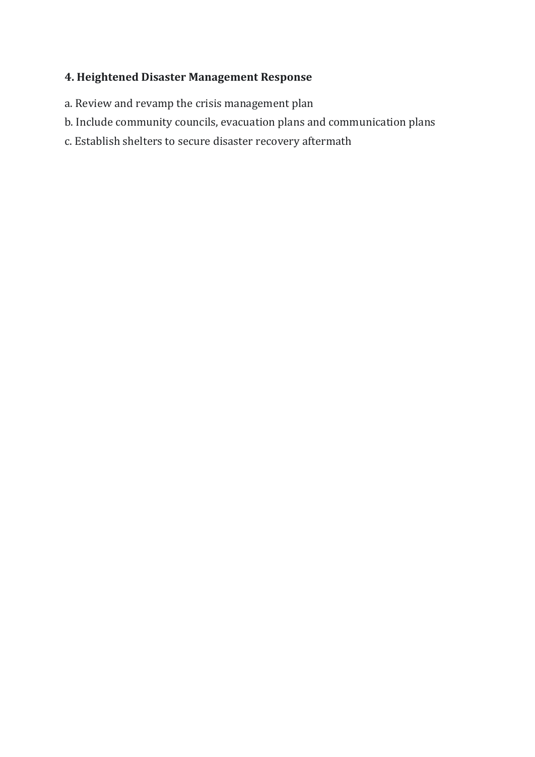**4. Heightened Disaster Management Response**

a. Review and revamp the crisis management plan

b. Include community councils, evacuation plans and communication plans

c. Establish shelters to secure disaster recovery aftermath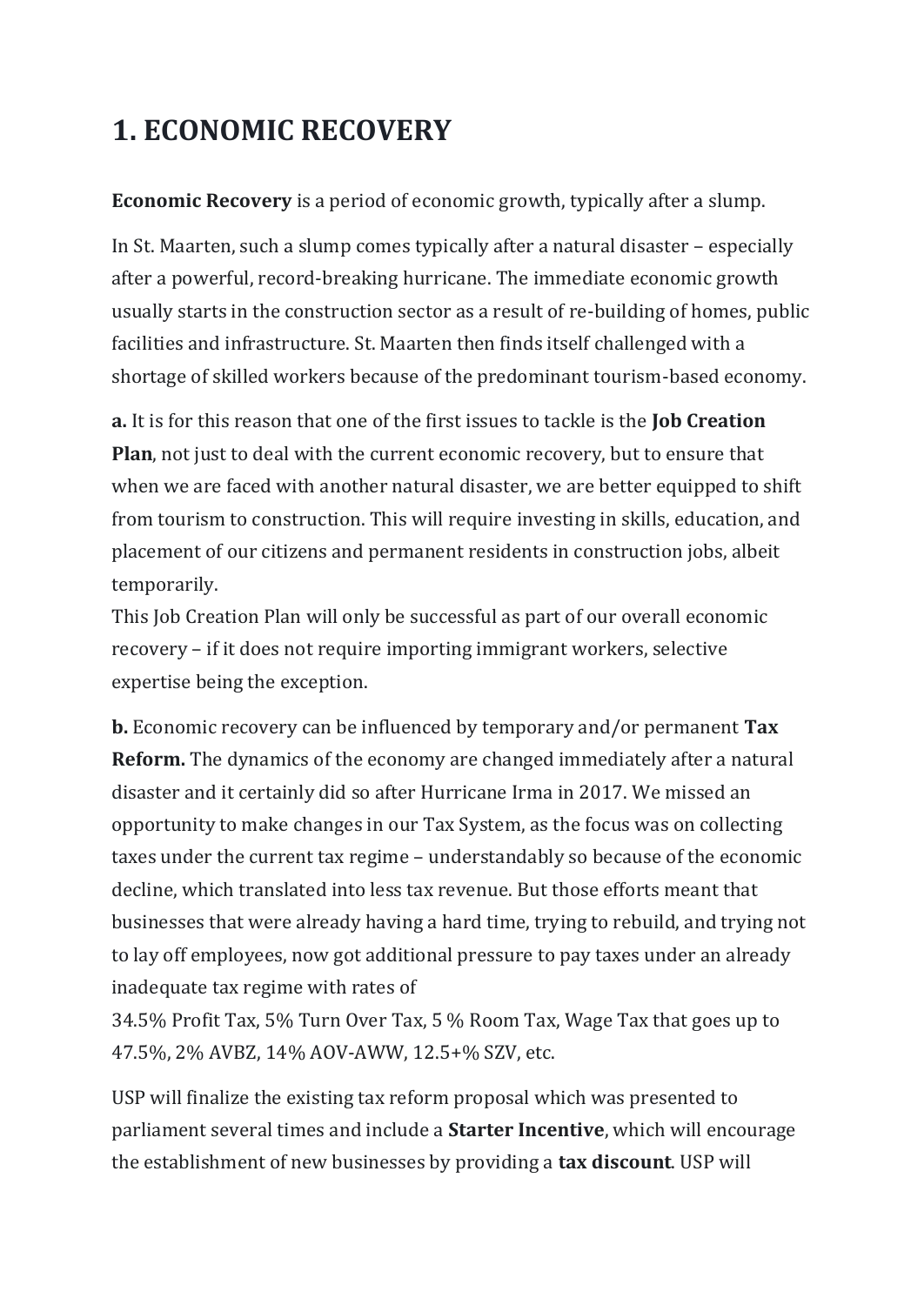# 1. ECONOMIC RECOVERY

**Economic Recovery** is a period of economic growth, typically after a slump.

In St. Maarten, such a slump comes typically after a natural disaster – especially after a powerful, record-breaking hurricane. The immediate economic growth usually starts in the construction sector as a result of re-building of homes, public facilities and infrastructure. St. Maarten then finds itself challenged with a shortage of skilled workers because of the predominant tourism-based economy.

**a.** It is for this reason that one of the first issues to tackle is the **Job Creation Plan**, not just to deal with the current economic recovery, but to ensure that when we are faced with another natural disaster, we are better equipped to shift from tourism to construction. This will require investing in skills, education, and placement of our citizens and permanent residents in construction jobs, albeit temporarily.
This Job Creation Plan will only be successful as part of our overall economic recovery – if it does not require importing immigrant workers, selective expertise being the exception.

**b.** Economic recovery can be influenced by temporary and/or permanent **Tax Reform.** The dynamics of the economy are changed immediately after a natural disaster and it certainly did so after Hurricane Irma in 2017. We missed an opportunity to make changes in our Tax System, as the focus was on collecting taxes under the current tax regime – understandably so because of the economic decline, which translated into less tax revenue. But those efforts meant that businesses that were already having a hard time, trying to rebuild, and trying not to lay off employees, now got additional pressure to pay taxes under an already inadequate tax regime with rates of
34.5% Profit Tax, 5% Turn Over Tax, 5 % Room Tax, Wage Tax that goes up to 47.5%, 2% AVBZ, 14% AOV-AWW, 12.5+% SZV, etc.

USP will finalize the existing tax reform proposal which was presented to parliament several times and include a **Starter Incentive**, which will encourage the establishment of new businesses by providing a **tax discount**. USP will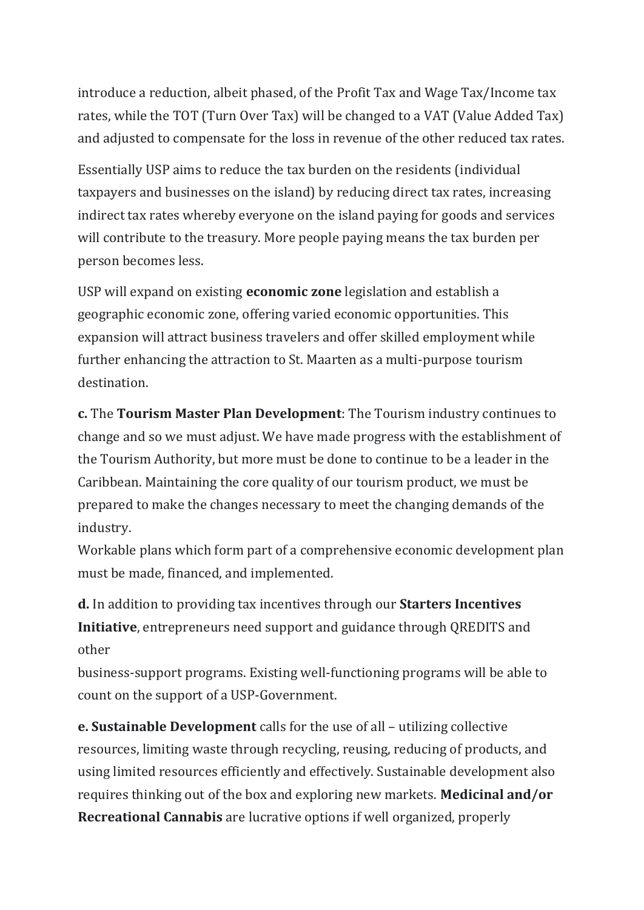introduce a reduction, albeit phased, of the Profit Tax and Wage Tax/Income tax rates, while the TOT (Turn Over Tax) will be changed to a VAT (Value Added Tax) and adjusted to compensate for the loss in revenue of the other reduced tax rates.

Essentially USP aims to reduce the tax burden on the residents (individual taxpayers and businesses on the island) by reducing direct tax rates, increasing indirect tax rates whereby everyone on the island paying for goods and services will contribute to the treasury. More people paying means the tax burden per person becomes less.

USP will expand on existing **economic zone** legislation and establish a geographic economic zone, offering varied economic opportunities. This expansion will attract business travelers and offer skilled employment while further enhancing the attraction to St. Maarten as a multi-purpose tourism destination.

**c.** The **Tourism Master Plan Development**: The Tourism industry continues to change and so we must adjust. We have made progress with the establishment of the Tourism Authority, but more must be done to continue to be a leader in the Caribbean. Maintaining the core quality of our tourism product, we must be prepared to make the changes necessary to meet the changing demands of the industry.
Workable plans which form part of a comprehensive economic development plan must be made, financed, and implemented.

**d.** In addition to providing tax incentives through our **Starters Incentives Initiative**, entrepreneurs need support and guidance through QREDITS and other
business-support programs. Existing well-functioning programs will be able to count on the support of a USP-Government.

**e. Sustainable Development** calls for the use of all – utilizing collective resources, limiting waste through recycling, reusing, reducing of products, and using limited resources efficiently and effectively. Sustainable development also requires thinking out of the box and exploring new markets. **Medicinal and/or Recreational Cannabis** are lucrative options if well organized, properly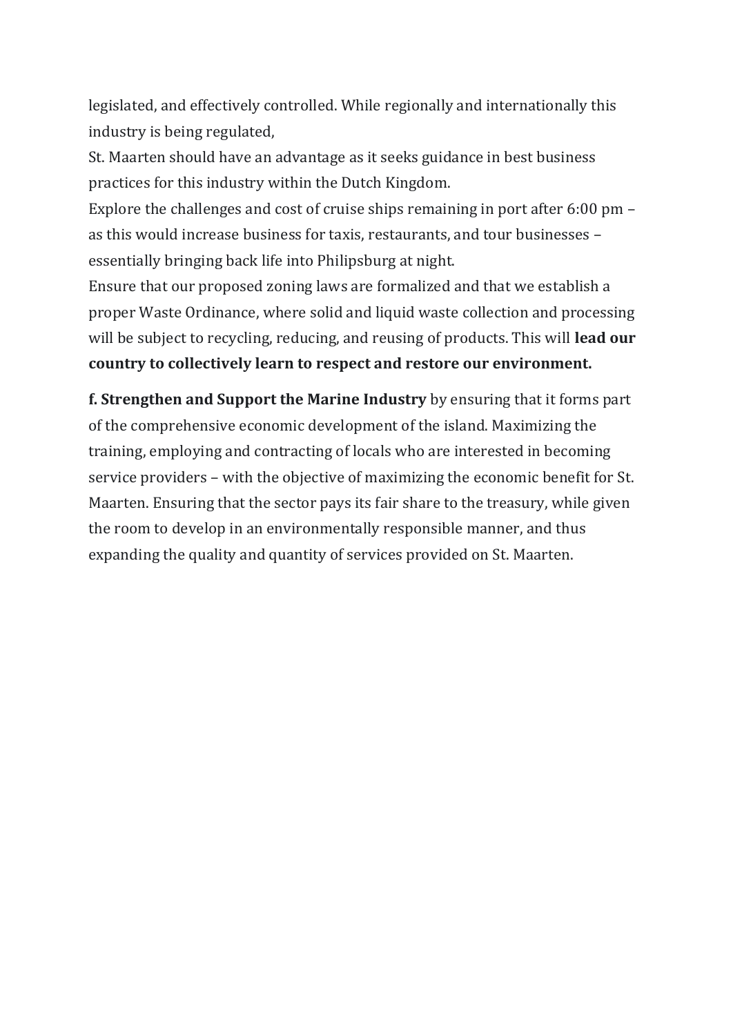legislated, and effectively controlled. While regionally and internationally this industry is being regulated,

St. Maarten should have an advantage as it seeks guidance in best business practices for this industry within the Dutch Kingdom.

Explore the challenges and cost of cruise ships remaining in port after 6:00 pm – as this would increase business for taxis, restaurants, and tour businesses – essentially bringing back life into Philipsburg at night.

Ensure that our proposed zoning laws are formalized and that we establish a proper Waste Ordinance, where solid and liquid waste collection and processing will be subject to recycling, reducing, and reusing of products. This will **lead our country to collectively learn to respect and restore our environment.**

**f. Strengthen and Support the Marine Industry** by ensuring that it forms part of the comprehensive economic development of the island. Maximizing the training, employing and contracting of locals who are interested in becoming service providers – with the objective of maximizing the economic benefit for St. Maarten. Ensuring that the sector pays its fair share to the treasury, while given the room to develop in an environmentally responsible manner, and thus expanding the quality and quantity of services provided on St. Maarten.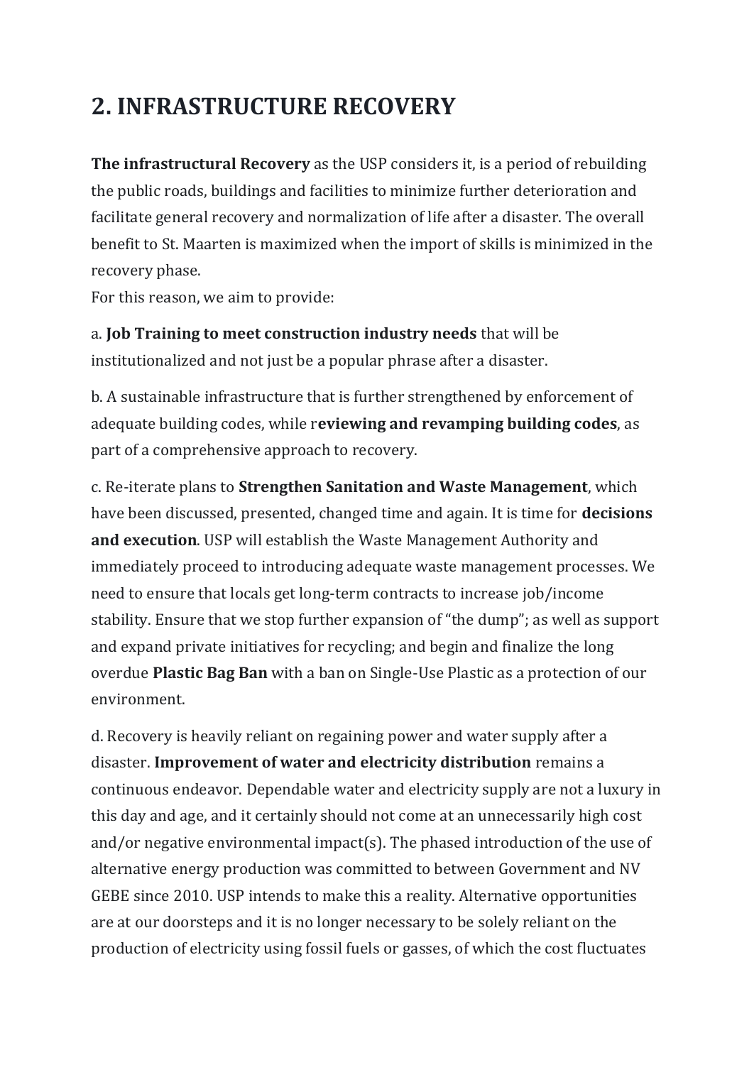## 2. INFRASTRUCTURE RECOVERY

**The infrastructural Recovery** as the USP considers it, is a period of rebuilding the public roads, buildings and facilities to minimize further deterioration and facilitate general recovery and normalization of life after a disaster. The overall benefit to St. Maarten is maximized when the import of skills is minimized in the recovery phase.
For this reason, we aim to provide:

a. **Job Training to meet construction industry needs** that will be institutionalized and not just be a popular phrase after a disaster.

b. A sustainable infrastructure that is further strengthened by enforcement of adequate building codes, while r**eviewing and revamping building codes**, as part of a comprehensive approach to recovery.

c. Re-iterate plans to **Strengthen Sanitation and Waste Management**, which have been discussed, presented, changed time and again. It is time for **decisions and execution**. USP will establish the Waste Management Authority and immediately proceed to introducing adequate waste management processes. We need to ensure that locals get long-term contracts to increase job/income stability. Ensure that we stop further expansion of "the dump"; as well as support and expand private initiatives for recycling; and begin and finalize the long overdue **Plastic Bag Ban** with a ban on Single-Use Plastic as a protection of our environment.

d. Recovery is heavily reliant on regaining power and water supply after a disaster. **Improvement of water and electricity distribution** remains a continuous endeavor. Dependable water and electricity supply are not a luxury in this day and age, and it certainly should not come at an unnecessarily high cost and/or negative environmental impact(s). The phased introduction of the use of alternative energy production was committed to between Government and NV GEBE since 2010. USP intends to make this a reality. Alternative opportunities are at our doorsteps and it is no longer necessary to be solely reliant on the production of electricity using fossil fuels or gasses, of which the cost fluctuates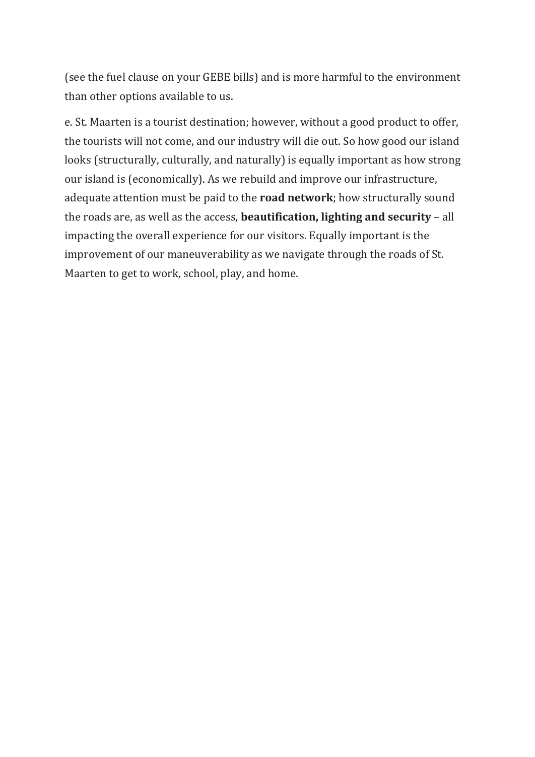(see the fuel clause on your GEBE bills) and is more harmful to the environment than other options available to us.

e. St. Maarten is a tourist destination; however, without a good product to offer, the tourists will not come, and our industry will die out. So how good our island looks (structurally, culturally, and naturally) is equally important as how strong our island is (economically). As we rebuild and improve our infrastructure, adequate attention must be paid to the **road network**; how structurally sound the roads are, as well as the access, **beautification, lighting and security** – all impacting the overall experience for our visitors. Equally important is the improvement of our maneuverability as we navigate through the roads of St. Maarten to get to work, school, play, and home.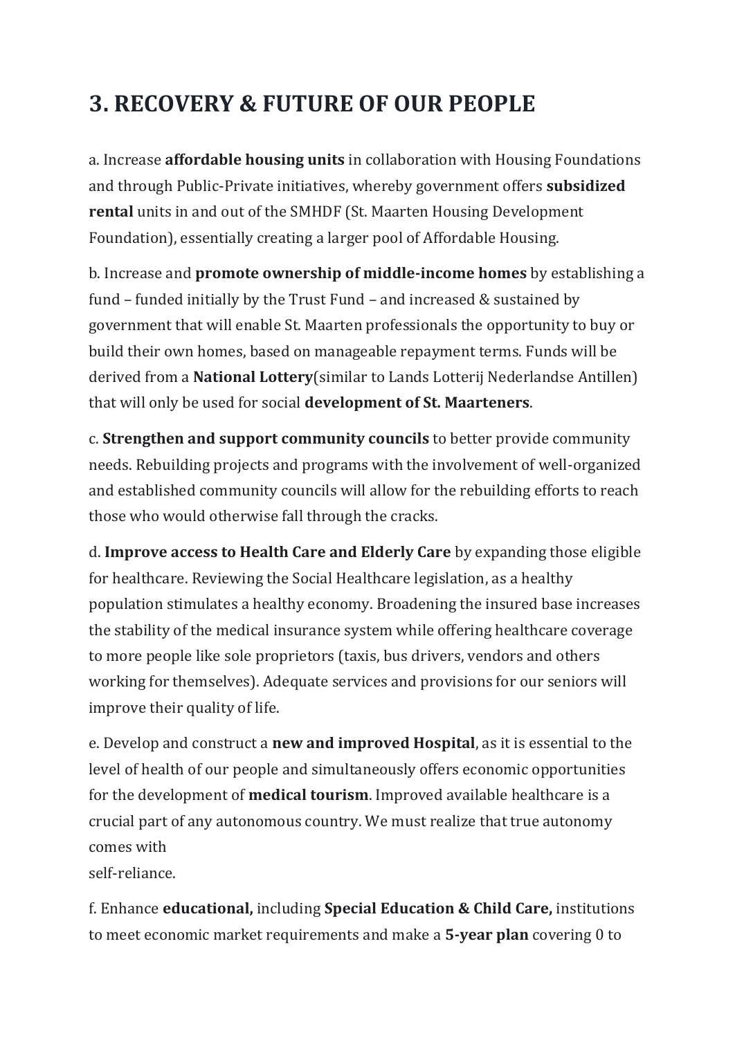# 3. RECOVERY & FUTURE OF OUR PEOPLE

a. Increase **affordable housing units** in collaboration with Housing Foundations and through Public-Private initiatives, whereby government offers **subsidized rental** units in and out of the SMHDF (St. Maarten Housing Development Foundation), essentially creating a larger pool of Affordable Housing.

b. Increase and **promote ownership of middle-income homes** by establishing a fund – funded initially by the Trust Fund – and increased & sustained by government that will enable St. Maarten professionals the opportunity to buy or build their own homes, based on manageable repayment terms. Funds will be derived from a **National Lottery**(similar to Lands Lotterij Nederlandse Antillen) that will only be used for social **development of St. Maarteners**.

c. **Strengthen and support community councils** to better provide community needs. Rebuilding projects and programs with the involvement of well-organized and established community councils will allow for the rebuilding efforts to reach those who would otherwise fall through the cracks.

d. **Improve access to Health Care and Elderly Care** by expanding those eligible for healthcare. Reviewing the Social Healthcare legislation, as a healthy population stimulates a healthy economy. Broadening the insured base increases the stability of the medical insurance system while offering healthcare coverage to more people like sole proprietors (taxis, bus drivers, vendors and others working for themselves). Adequate services and provisions for our seniors will improve their quality of life.

e. Develop and construct a **new and improved Hospital**, as it is essential to the level of health of our people and simultaneously offers economic opportunities for the development of **medical tourism**. Improved available healthcare is a crucial part of any autonomous country. We must realize that true autonomy comes with
self-reliance.

f. Enhance **educational,** including **Special Education & Child Care,** institutions to meet economic market requirements and make a **5-year plan** covering 0 to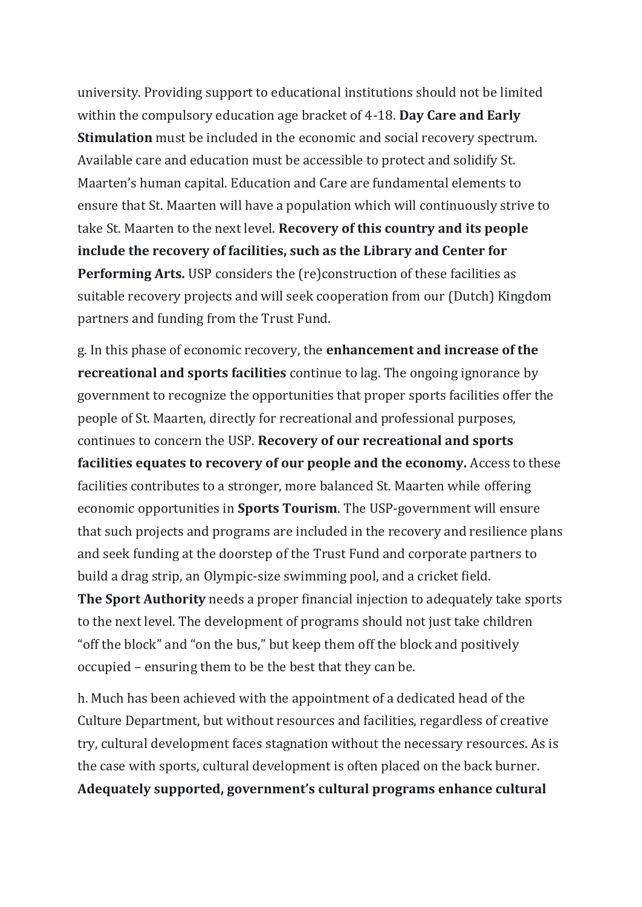university. Providing support to educational institutions should not be limited within the compulsory education age bracket of 4-18. **Day Care and Early Stimulation** must be included in the economic and social recovery spectrum. Available care and education must be accessible to protect and solidify St. Maarten's human capital. Education and Care are fundamental elements to ensure that St. Maarten will have a population which will continuously strive to take St. Maarten to the next level. **Recovery of this country and its people include the recovery of facilities, such as the Library and Center for Performing Arts.** USP considers the (re)construction of these facilities as suitable recovery projects and will seek cooperation from our (Dutch) Kingdom partners and funding from the Trust Fund.

g. In this phase of economic recovery, the **enhancement and increase of the recreational and sports facilities** continue to lag. The ongoing ignorance by government to recognize the opportunities that proper sports facilities offer the people of St. Maarten, directly for recreational and professional purposes, continues to concern the USP. **Recovery of our recreational and sports facilities equates to recovery of our people and the economy.** Access to these facilities contributes to a stronger, more balanced St. Maarten while offering economic opportunities in **Sports Tourism**. The USP-government will ensure that such projects and programs are included in the recovery and resilience plans and seek funding at the doorstep of the Trust Fund and corporate partners to build a drag strip, an Olympic-size swimming pool, and a cricket field.
**The Sport Authority** needs a proper financial injection to adequately take sports to the next level. The development of programs should not just take children "off the block" and "on the bus," but keep them off the block and positively occupied – ensuring them to be the best that they can be.

h. Much has been achieved with the appointment of a dedicated head of the Culture Department, but without resources and facilities, regardless of creative try, cultural development faces stagnation without the necessary resources. As is the case with sports, cultural development is often placed on the back burner. **Adequately supported, government's cultural programs enhance cultural**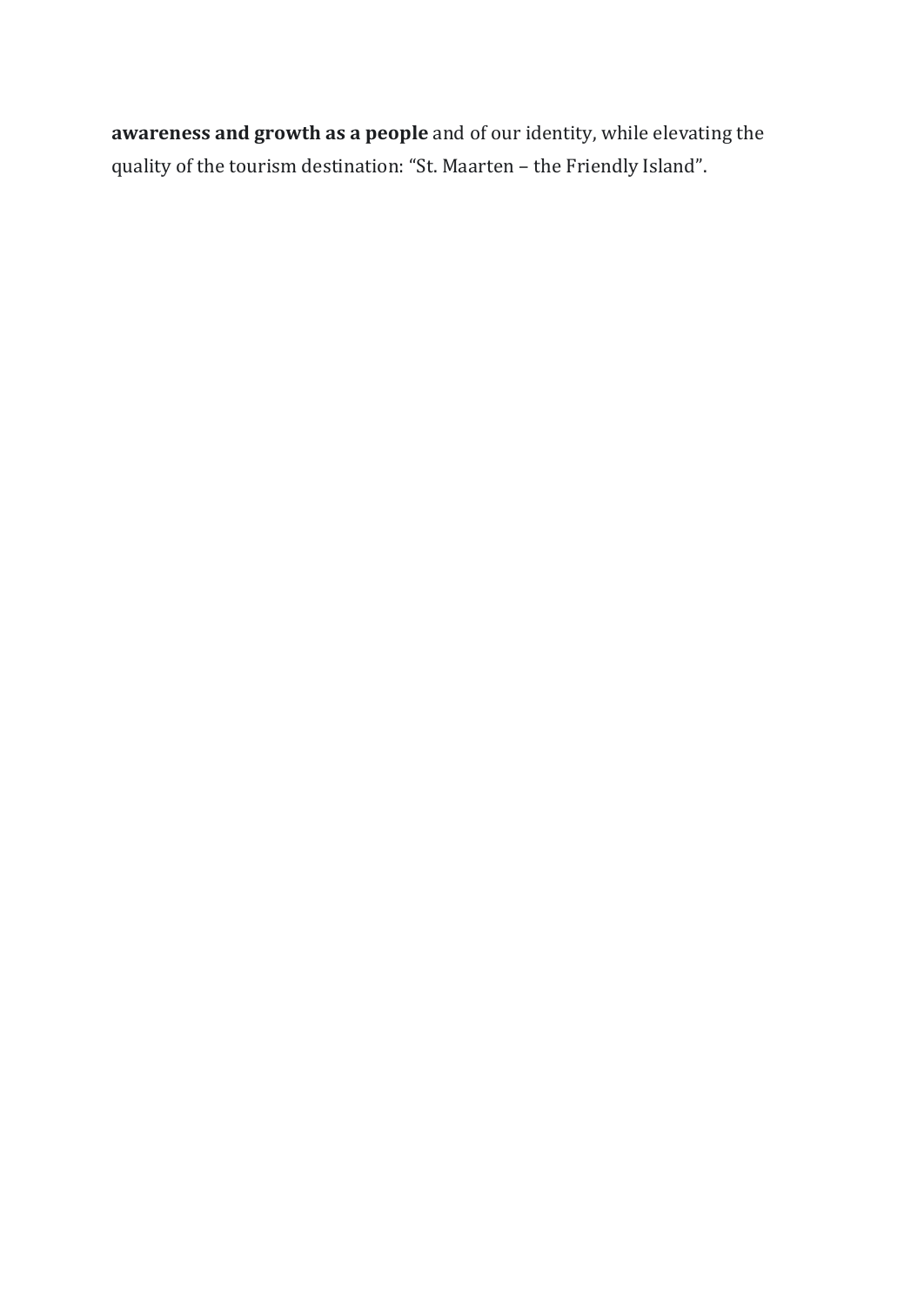**awareness and growth as a people** and of our identity, while elevating the quality of the tourism destination: “St. Maarten – the Friendly Island”.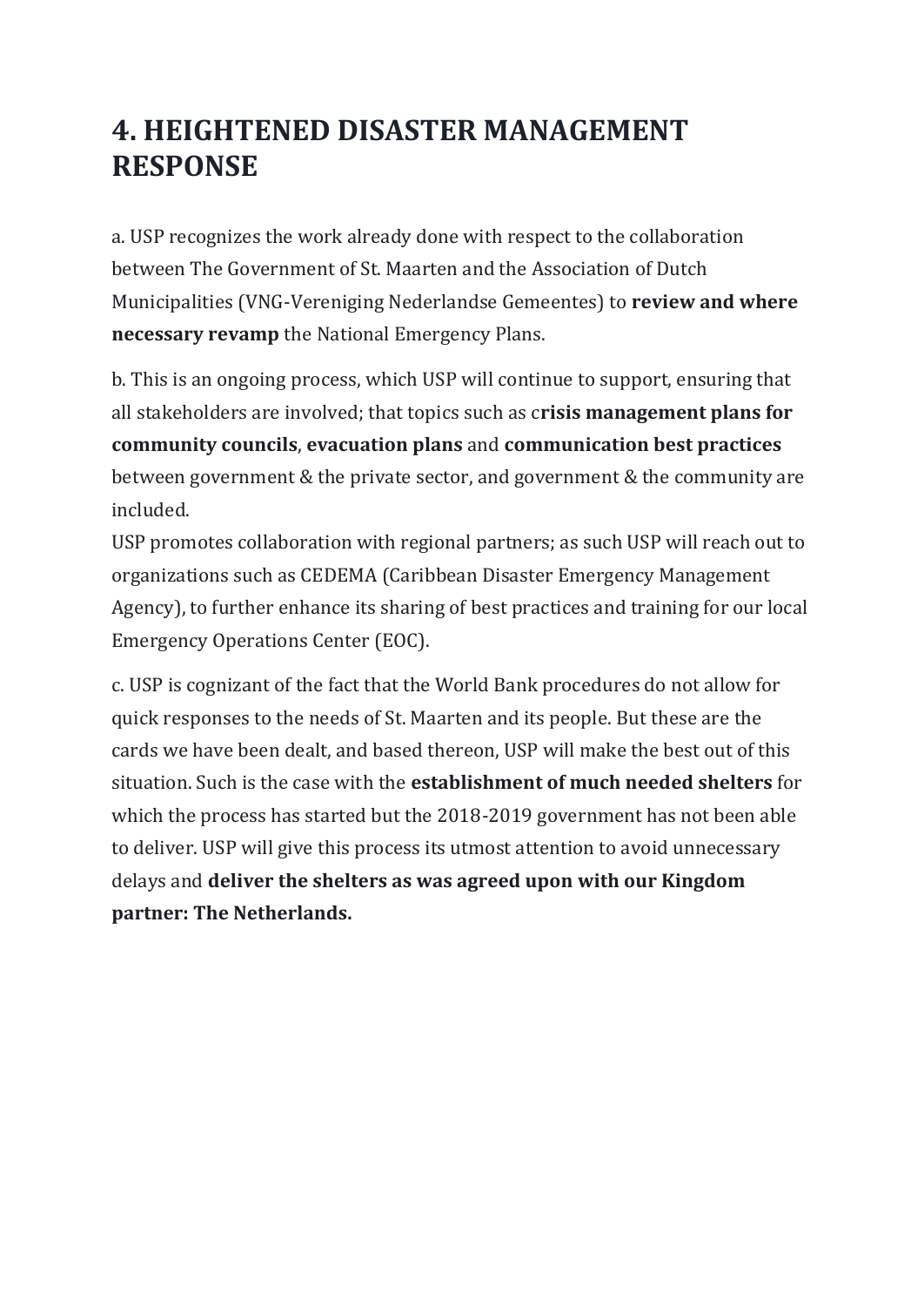# 4. HEIGHTENED DISASTER MANAGEMENT RESPONSE

a. USP recognizes the work already done with respect to the collaboration between The Government of St. Maarten and the Association of Dutch Municipalities (VNG-Vereniging Nederlandse Gemeentes) to **review and where necessary revamp** the National Emergency Plans.

b. This is an ongoing process, which USP will continue to support, ensuring that all stakeholders are involved; that topics such as c**risis management plans for community councils**, **evacuation plans** and **communication best practices** between government & the private sector, and government & the community are included.
USP promotes collaboration with regional partners; as such USP will reach out to organizations such as CEDEMA (Caribbean Disaster Emergency Management Agency), to further enhance its sharing of best practices and training for our local Emergency Operations Center (EOC).

c. USP is cognizant of the fact that the World Bank procedures do not allow for quick responses to the needs of St. Maarten and its people. But these are the cards we have been dealt, and based thereon, USP will make the best out of this situation. Such is the case with the **establishment of much needed shelters** for which the process has started but the 2018-2019 government has not been able to deliver. USP will give this process its utmost attention to avoid unnecessary delays and **deliver the shelters as was agreed upon with our Kingdom partner: The Netherlands.**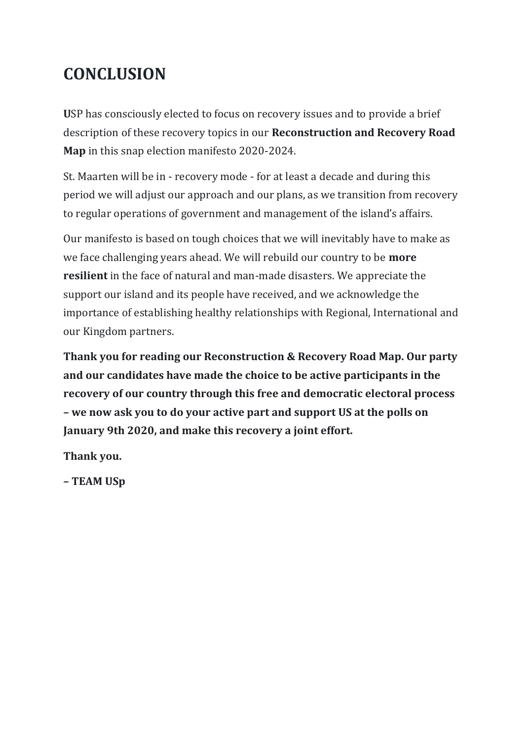# CONCLUSION

**U**SP has consciously elected to focus on recovery issues and to provide a brief description of these recovery topics in our **Reconstruction and Recovery Road Map** in this snap election manifesto 2020-2024.

St. Maarten will be in - recovery mode - for at least a decade and during this period we will adjust our approach and our plans, as we transition from recovery to regular operations of government and management of the island's affairs.

Our manifesto is based on tough choices that we will inevitably have to make as we face challenging years ahead. We will rebuild our country to be **more resilient** in the face of natural and man-made disasters. We appreciate the support our island and its people have received, and we acknowledge the importance of establishing healthy relationships with Regional, International and our Kingdom partners.

**Thank you for reading our Reconstruction & Recovery Road Map. Our party and our candidates have made the choice to be active participants in the recovery of our country through this free and democratic electoral process – we now ask you to do your active part and support US at the polls on January 9th 2020, and make this recovery a joint effort.**

**Thank you.**

**– TEAM USp**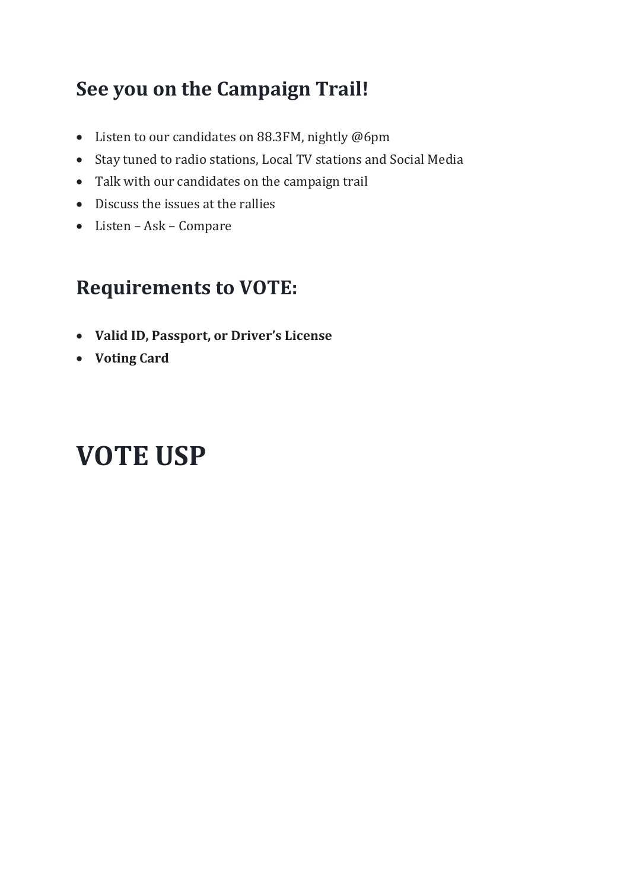## See you on the Campaign Trail!

- Listen to our candidates on 88.3FM, nightly @6pm
- Stay tuned to radio stations, Local TV stations and Social Media
- Talk with our candidates on the campaign trail
- Discuss the issues at the rallies
- Listen – Ask – Compare

## Requirements to VOTE:

- **Valid ID, Passport, or Driver's License**
- **Voting Card**

# VOTE USP